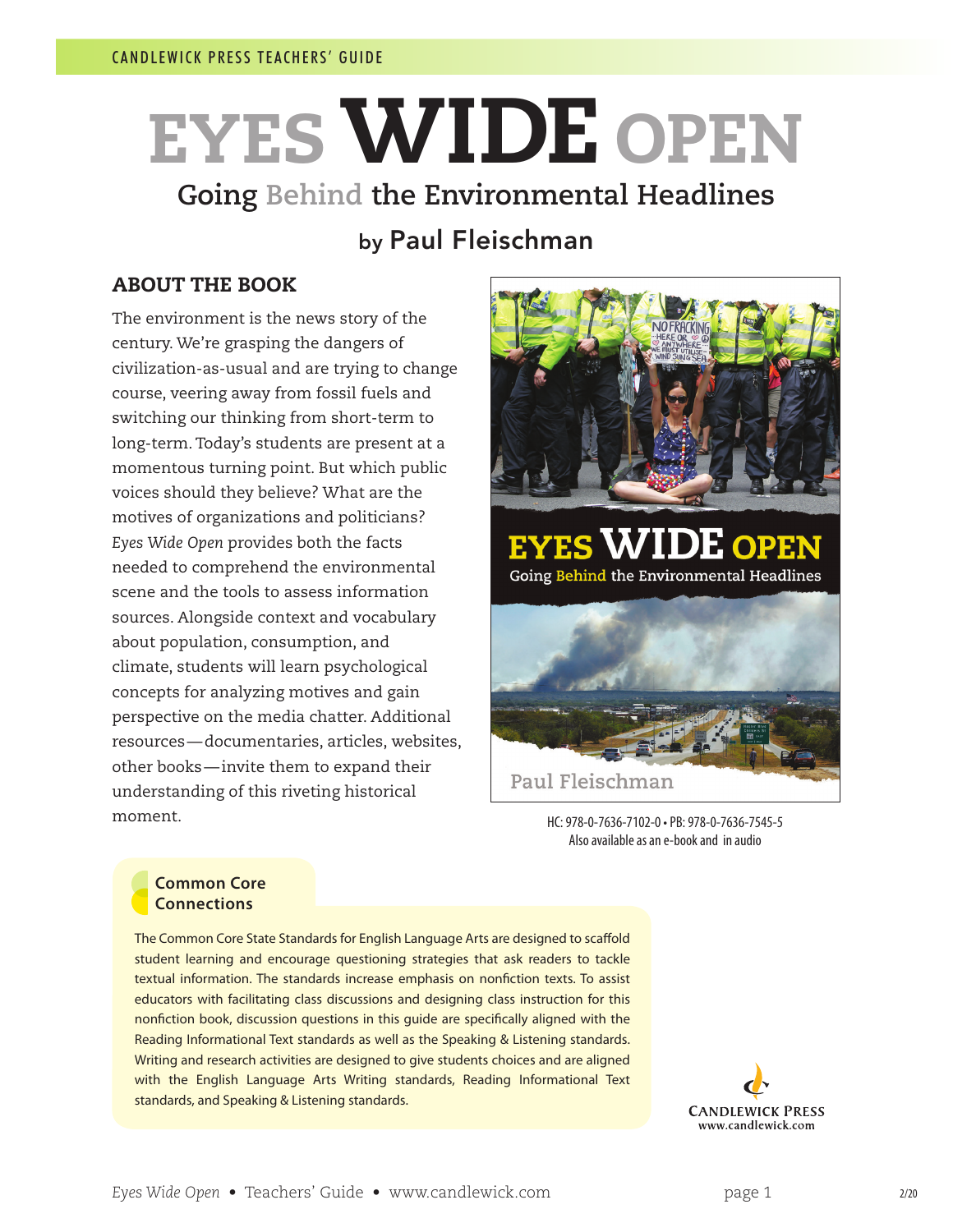CANDLEWICK PRESS TEACHERS' GUIDE

# EYES WIDE OPEN

## Going Behind the Environmental Headlines

### by Paul Fleischman

## ABOUT THE BOOK

The environment is the news story of the century. We're grasping the dangers of civilization-as-usual and are trying to change course, veering away from fossil fuels and switching our thinking from short-term to long-term. Today's students are present at a momentous turning point. But which public voices should they believe? What are the motives of organizations and politicians? *Eyes Wide Open* provides both the facts needed to comprehend the environmental scene and the tools to assess information sources. Alongside context and vocabulary about population, consumption, and climate, students will learn psychological concepts for analyzing motives and gain perspective on the media chatter. Additional resources—documentaries, articles, websites, other books—invite them to expand their understanding of this riveting historical moment.

HC: 978-0-7636-7102-0 • PB: 978-0-7636-7545-5
Also available as an e-book and in audio

### Common Core Connections

The Common Core State Standards for English Language Arts are designed to scaffold student learning and encourage questioning strategies that ask readers to tackle textual information. The standards increase emphasis on nonfiction texts. To assist educators with facilitating class discussions and designing class instruction for this nonfiction book, discussion questions in this guide are specifically aligned with the Reading Informational Text standards as well as the Speaking & Listening standards. Writing and research activities are designed to give students choices and are aligned with the English Language Arts Writing standards, Reading Informational Text standards, and Speaking & Listening standards.

CANDLEWICK PRESS
www.candlewick.com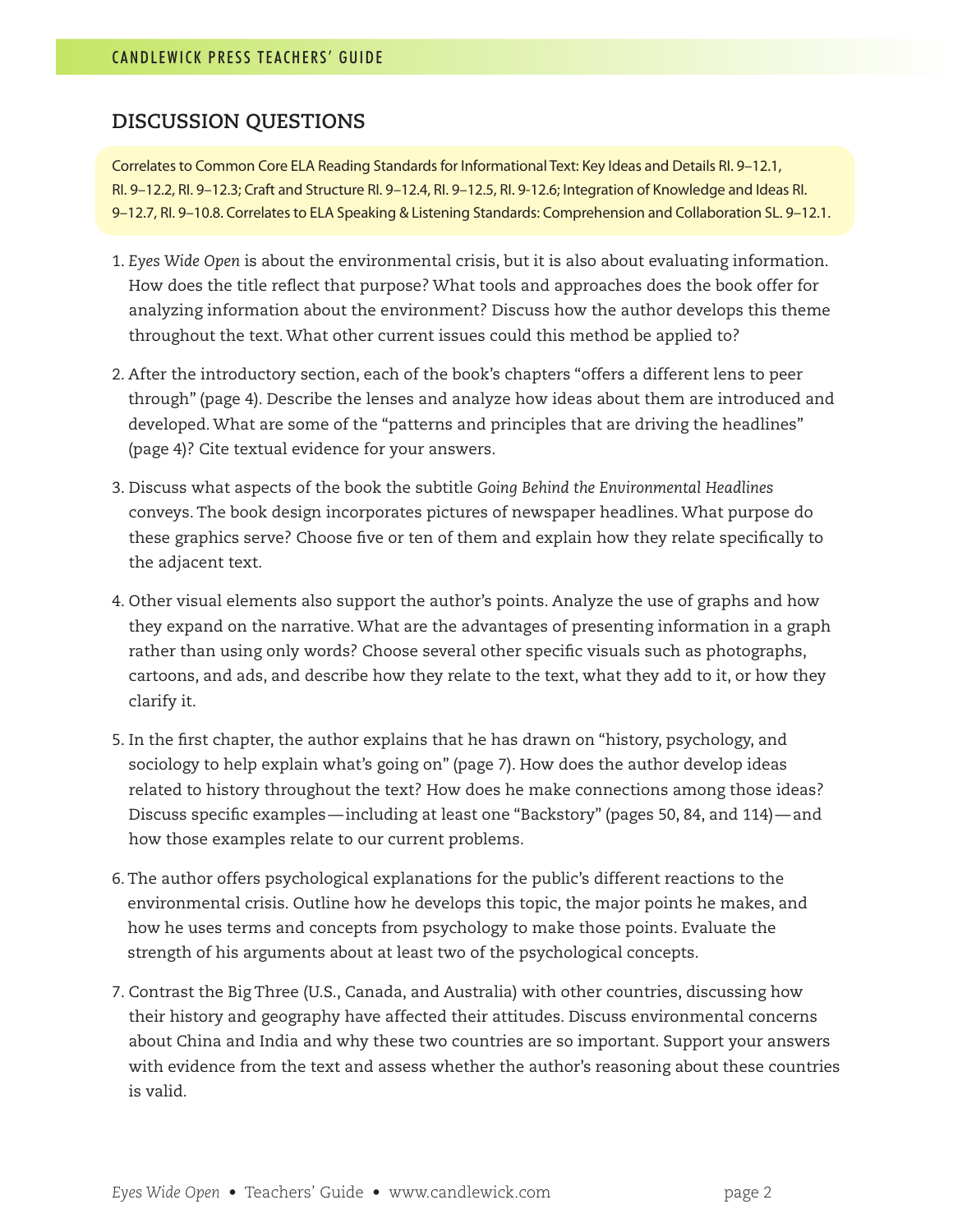## DISCUSSION QUESTIONS

Correlates to Common Core ELA Reading Standards for Informational Text: Key Ideas and Details RI. 9–12.1, RI. 9–12.2, RI. 9–12.3; Craft and Structure RI. 9–12.4, RI. 9–12.5, RI. 9-12.6; Integration of Knowledge and Ideas RI. 9–12.7, RI. 9–10.8. Correlates to ELA Speaking & Listening Standards: Comprehension and Collaboration SL. 9–12.1.

1. *Eyes Wide Open* is about the environmental crisis, but it is also about evaluating information. How does the title reflect that purpose? What tools and approaches does the book offer for analyzing information about the environment? Discuss how the author develops this theme throughout the text. What other current issues could this method be applied to?

2. After the introductory section, each of the book's chapters "offers a different lens to peer through" (page 4). Describe the lenses and analyze how ideas about them are introduced and developed. What are some of the "patterns and principles that are driving the headlines" (page 4)? Cite textual evidence for your answers.

3. Discuss what aspects of the book the subtitle *Going Behind the Environmental Headlines* conveys. The book design incorporates pictures of newspaper headlines. What purpose do these graphics serve? Choose five or ten of them and explain how they relate specifically to the adjacent text.

4. Other visual elements also support the author's points. Analyze the use of graphs and how they expand on the narrative. What are the advantages of presenting information in a graph rather than using only words? Choose several other specific visuals such as photographs, cartoons, and ads, and describe how they relate to the text, what they add to it, or how they clarify it.

5. In the first chapter, the author explains that he has drawn on "history, psychology, and sociology to help explain what's going on" (page 7). How does the author develop ideas related to history throughout the text? How does he make connections among those ideas? Discuss specific examples—including at least one "Backstory" (pages 50, 84, and 114)—and how those examples relate to our current problems.

6. The author offers psychological explanations for the public's different reactions to the environmental crisis. Outline how he develops this topic, the major points he makes, and how he uses terms and concepts from psychology to make those points. Evaluate the strength of his arguments about at least two of the psychological concepts.

7. Contrast the Big Three (U.S., Canada, and Australia) with other countries, discussing how their history and geography have affected their attitudes. Discuss environmental concerns about China and India and why these two countries are so important. Support your answers with evidence from the text and assess whether the author's reasoning about these countries is valid.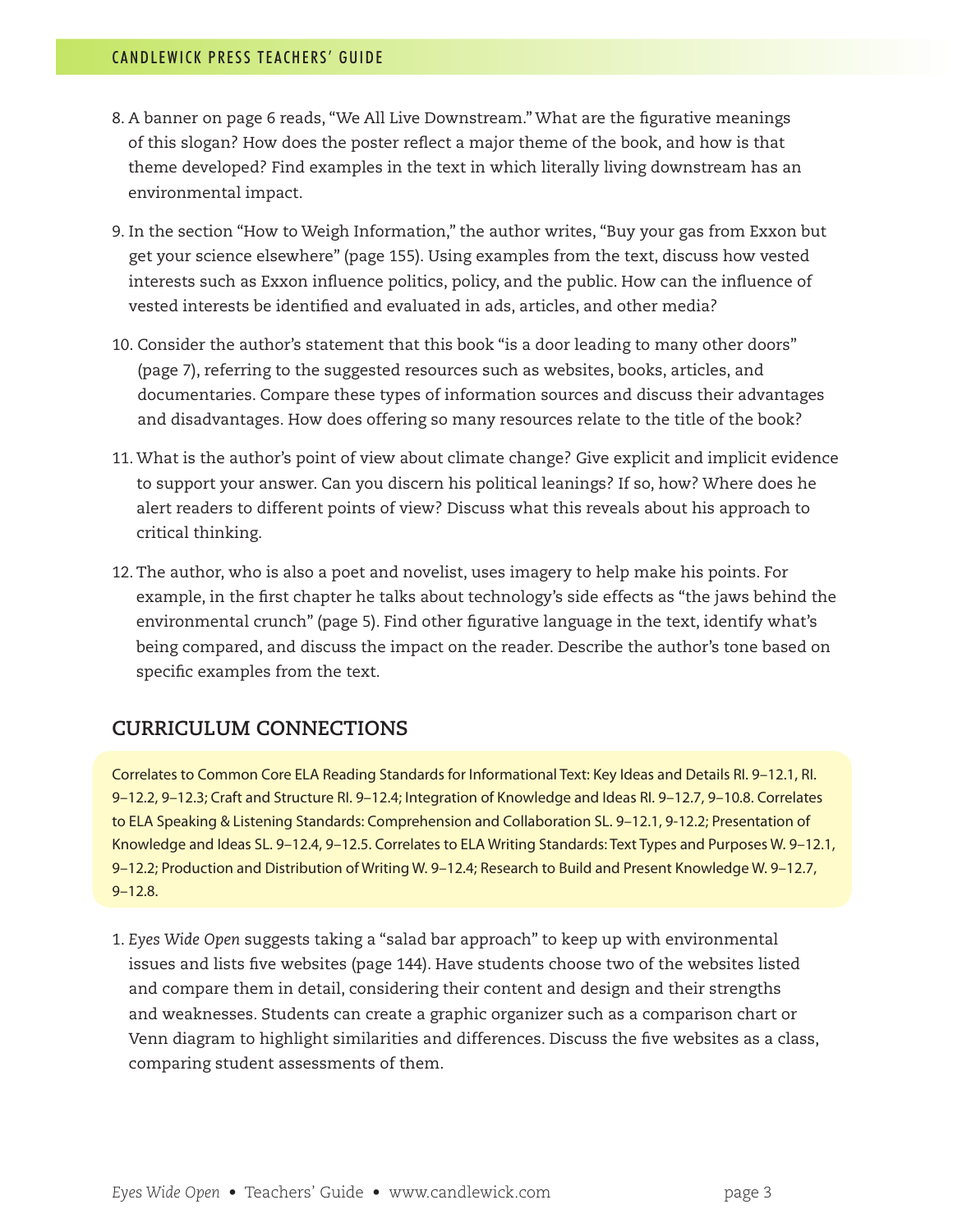8. A banner on page 6 reads, "We All Live Downstream." What are the figurative meanings of this slogan? How does the poster reflect a major theme of the book, and how is that theme developed? Find examples in the text in which literally living downstream has an environmental impact.

9. In the section "How to Weigh Information," the author writes, "Buy your gas from Exxon but get your science elsewhere" (page 155). Using examples from the text, discuss how vested interests such as Exxon influence politics, policy, and the public. How can the influence of vested interests be identified and evaluated in ads, articles, and other media?

10. Consider the author's statement that this book "is a door leading to many other doors" (page 7), referring to the suggested resources such as websites, books, articles, and documentaries. Compare these types of information sources and discuss their advantages and disadvantages. How does offering so many resources relate to the title of the book?

11. What is the author's point of view about climate change? Give explicit and implicit evidence to support your answer. Can you discern his political leanings? If so, how? Where does he alert readers to different points of view? Discuss what this reveals about his approach to critical thinking.

12. The author, who is also a poet and novelist, uses imagery to help make his points. For example, in the first chapter he talks about technology's side effects as "the jaws behind the environmental crunch" (page 5). Find other figurative language in the text, identify what's being compared, and discuss the impact on the reader. Describe the author's tone based on specific examples from the text.

## CURRICULUM CONNECTIONS

Correlates to Common Core ELA Reading Standards for Informational Text: Key Ideas and Details RI. 9–12.1, RI. 9–12.2, 9–12.3; Craft and Structure RI. 9–12.4; Integration of Knowledge and Ideas RI. 9–12.7, 9–10.8. Correlates to ELA Speaking & Listening Standards: Comprehension and Collaboration SL. 9–12.1, 9-12.2; Presentation of Knowledge and Ideas SL. 9–12.4, 9–12.5. Correlates to ELA Writing Standards: Text Types and Purposes W. 9–12.1, 9–12.2; Production and Distribution of Writing W. 9–12.4; Research to Build and Present Knowledge W. 9–12.7, 9–12.8.

1. *Eyes Wide Open* suggests taking a "salad bar approach" to keep up with environmental issues and lists five websites (page 144). Have students choose two of the websites listed and compare them in detail, considering their content and design and their strengths and weaknesses. Students can create a graphic organizer such as a comparison chart or Venn diagram to highlight similarities and differences. Discuss the five websites as a class, comparing student assessments of them.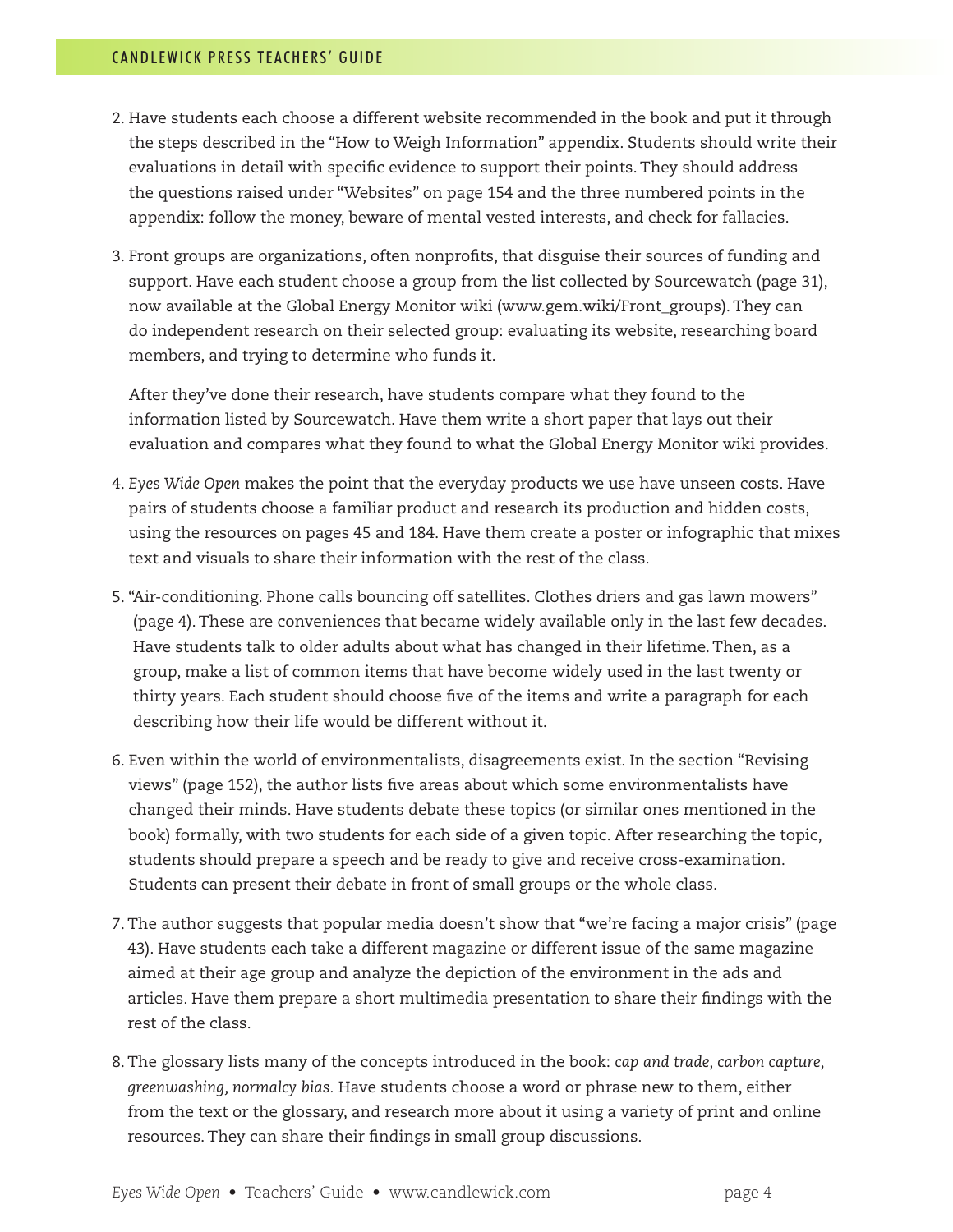2. Have students each choose a different website recommended in the book and put it through the steps described in the "How to Weigh Information" appendix. Students should write their evaluations in detail with specific evidence to support their points. They should address the questions raised under "Websites" on page 154 and the three numbered points in the appendix: follow the money, beware of mental vested interests, and check for fallacies.

3. Front groups are organizations, often nonprofits, that disguise their sources of funding and support. Have each student choose a group from the list collected by Sourcewatch (page 31), now available at the Global Energy Monitor wiki (www.gem.wiki/Front_groups). They can do independent research on their selected group: evaluating its website, researching board members, and trying to determine who funds it.

   After they've done their research, have students compare what they found to the information listed by Sourcewatch. Have them write a short paper that lays out their evaluation and compares what they found to what the Global Energy Monitor wiki provides.

4. *Eyes Wide Open* makes the point that the everyday products we use have unseen costs. Have pairs of students choose a familiar product and research its production and hidden costs, using the resources on pages 45 and 184. Have them create a poster or infographic that mixes text and visuals to share their information with the rest of the class.

5. "Air-conditioning. Phone calls bouncing off satellites. Clothes driers and gas lawn mowers" (page 4). These are conveniences that became widely available only in the last few decades. Have students talk to older adults about what has changed in their lifetime. Then, as a group, make a list of common items that have become widely used in the last twenty or thirty years. Each student should choose five of the items and write a paragraph for each describing how their life would be different without it.

6. Even within the world of environmentalists, disagreements exist. In the section "Revising views" (page 152), the author lists five areas about which some environmentalists have changed their minds. Have students debate these topics (or similar ones mentioned in the book) formally, with two students for each side of a given topic. After researching the topic, students should prepare a speech and be ready to give and receive cross-examination. Students can present their debate in front of small groups or the whole class.

7. The author suggests that popular media doesn't show that "we're facing a major crisis" (page 43). Have students each take a different magazine or different issue of the same magazine aimed at their age group and analyze the depiction of the environment in the ads and articles. Have them prepare a short multimedia presentation to share their findings with the rest of the class.

8. The glossary lists many of the concepts introduced in the book: *cap and trade, carbon capture, greenwashing, normalcy bias.* Have students choose a word or phrase new to them, either from the text or the glossary, and research more about it using a variety of print and online resources. They can share their findings in small group discussions.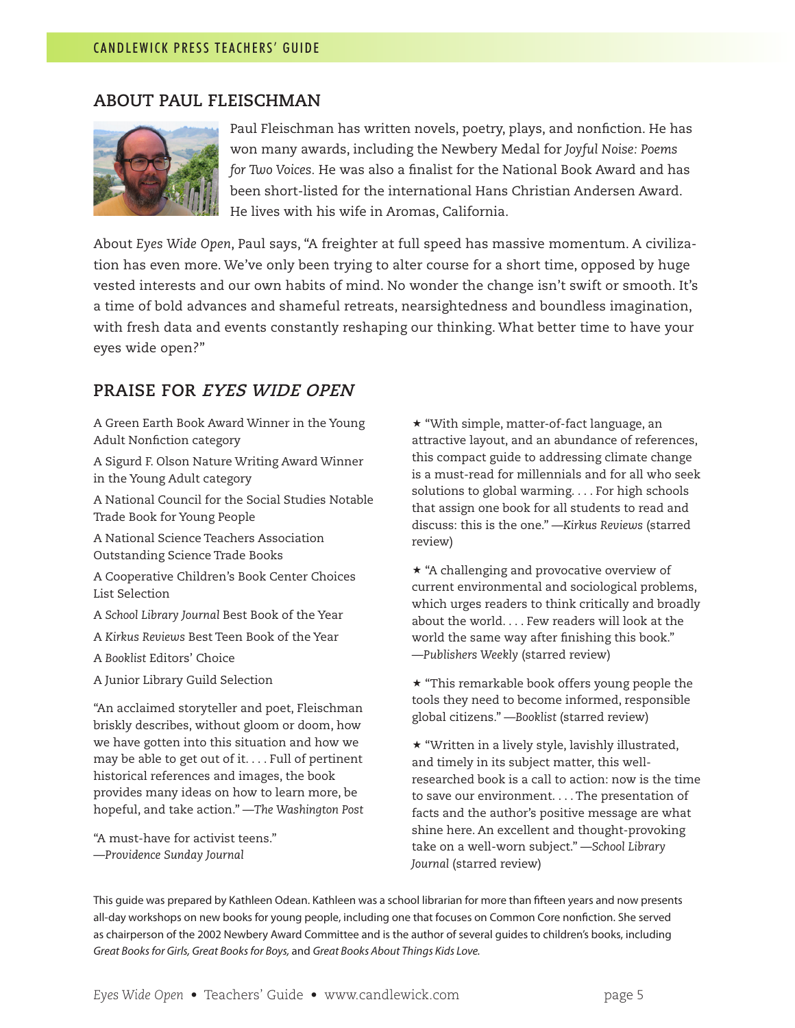## ABOUT PAUL FLEISCHMAN

Paul Fleischman has written novels, poetry, plays, and nonfiction. He has won many awards, including the Newbery Medal for *Joyful Noise: Poems for Two Voices*. He was also a finalist for the National Book Award and has been short-listed for the international Hans Christian Andersen Award. He lives with his wife in Aromas, California.

About *Eyes Wide Open*, Paul says, "A freighter at full speed has massive momentum. A civilization has even more. We've only been trying to alter course for a short time, opposed by huge vested interests and our own habits of mind. No wonder the change isn't swift or smooth. It's a time of bold advances and shameful retreats, nearsightedness and boundless imagination, with fresh data and events constantly reshaping our thinking. What better time to have your eyes wide open?"

## PRAISE FOR *EYES WIDE OPEN*

A Green Earth Book Award Winner in the Young Adult Nonfiction category

A Sigurd F. Olson Nature Writing Award Winner in the Young Adult category

A National Council for the Social Studies Notable Trade Book for Young People

A National Science Teachers Association Outstanding Science Trade Books

A Cooperative Children's Book Center Choices List Selection

A *School Library Journal* Best Book of the Year

A *Kirkus Reviews* Best Teen Book of the Year

A *Booklist* Editors' Choice

A Junior Library Guild Selection

"An acclaimed storyteller and poet, Fleischman briskly describes, without gloom or doom, how we have gotten into this situation and how we may be able to get out of it. . . . Full of pertinent historical references and images, the book provides many ideas on how to learn more, be hopeful, and take action." —*The Washington Post*

"A must-have for activist teens." —*Providence Sunday Journal*

★ "With simple, matter-of-fact language, an attractive layout, and an abundance of references, this compact guide to addressing climate change is a must-read for millennials and for all who seek solutions to global warming. . . . For high schools that assign one book for all students to read and discuss: this is the one." —*Kirkus Reviews* (starred review)

★ "A challenging and provocative overview of current environmental and sociological problems, which urges readers to think critically and broadly about the world. . . . Few readers will look at the world the same way after finishing this book." —*Publishers Weekly* (starred review)

★ "This remarkable book offers young people the tools they need to become informed, responsible global citizens." —*Booklist* (starred review)

★ "Written in a lively style, lavishly illustrated, and timely in its subject matter, this well-researched book is a call to action: now is the time to save our environment. . . . The presentation of facts and the author's positive message are what shine here. An excellent and thought-provoking take on a well-worn subject." —*School Library Journal* (starred review)

This guide was prepared by Kathleen Odean. Kathleen was a school librarian for more than fifteen years and now presents all-day workshops on new books for young people, including one that focuses on Common Core nonfiction. She served as chairperson of the 2002 Newbery Award Committee and is the author of several guides to children's books, including *Great Books for Girls, Great Books for Boys,* and *Great Books About Things Kids Love.*